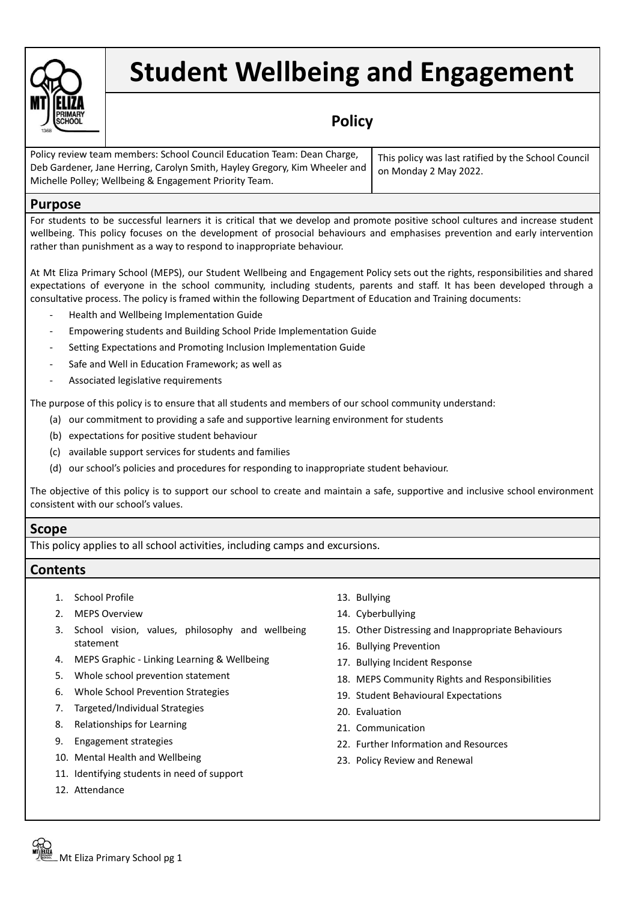# Student Wellbeing and Engagement

## Policy

| Policy review team members: School Council Education Team: Dean Charge, Deb Gardener, Jane Herring, Carolyn Smith, Hayley Gregory, Kim Wheeler and Michelle Polley; Wellbeing & Engagement Priority Team. | This policy was last ratified by the School Council on Monday 2 May 2022. |
| --- | --- |

## Purpose

For students to be successful learners it is critical that we develop and promote positive school cultures and increase student wellbeing. This policy focuses on the development of prosocial behaviours and emphasises prevention and early intervention rather than punishment as a way to respond to inappropriate behaviour.

At Mt Eliza Primary School (MEPS), our Student Wellbeing and Engagement Policy sets out the rights, responsibilities and shared expectations of everyone in the school community, including students, parents and staff. It has been developed through a consultative process. The policy is framed within the following Department of Education and Training documents:

- Health and Wellbeing Implementation Guide
- Empowering students and Building School Pride Implementation Guide
- Setting Expectations and Promoting Inclusion Implementation Guide
- Safe and Well in Education Framework; as well as
- Associated legislative requirements

The purpose of this policy is to ensure that all students and members of our school community understand:

(a) our commitment to providing a safe and supportive learning environment for students
(b) expectations for positive student behaviour
(c) available support services for students and families
(d) our school's policies and procedures for responding to inappropriate student behaviour.

The objective of this policy is to support our school to create and maintain a safe, supportive and inclusive school environment consistent with our school's values.

## Scope

This policy applies to all school activities, including camps and excursions.

## Contents

1. School Profile
2. MEPS Overview
3. School vision, values, philosophy and wellbeing statement
4. MEPS Graphic - Linking Learning & Wellbeing
5. Whole school prevention statement
6. Whole School Prevention Strategies
7. Targeted/Individual Strategies
8. Relationships for Learning
9. Engagement strategies
10. Mental Health and Wellbeing
11. Identifying students in need of support
12. Attendance
13. Bullying
14. Cyberbullying
15. Other Distressing and Inappropriate Behaviours
16. Bullying Prevention
17. Bullying Incident Response
18. MEPS Community Rights and Responsibilities
19. Student Behavioural Expectations
20. Evaluation
21. Communication
22. Further Information and Resources
23. Policy Review and Renewal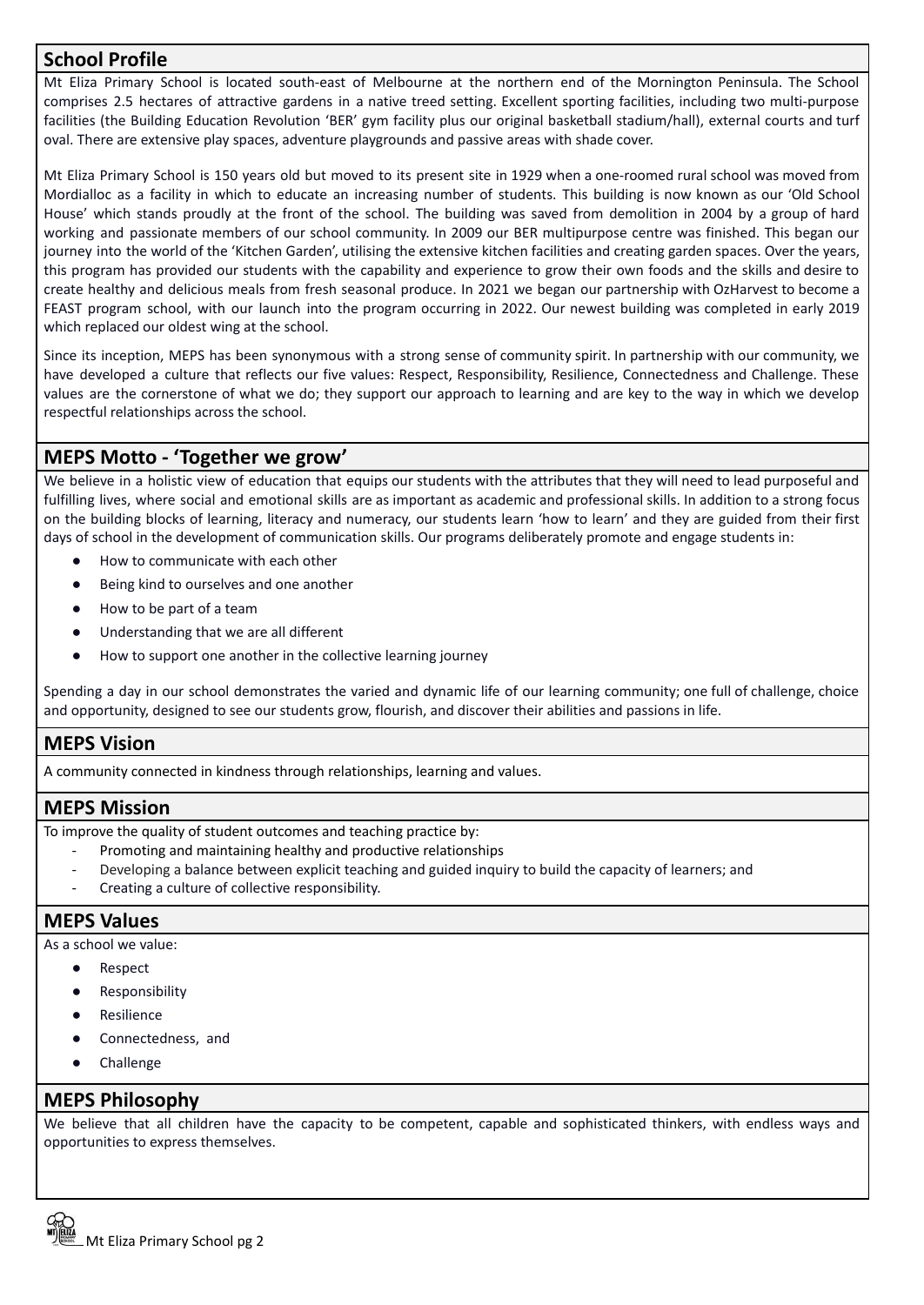## School Profile

Mt Eliza Primary School is located south-east of Melbourne at the northern end of the Mornington Peninsula. The School comprises 2.5 hectares of attractive gardens in a native treed setting. Excellent sporting facilities, including two multi-purpose facilities (the Building Education Revolution 'BER' gym facility plus our original basketball stadium/hall), external courts and turf oval. There are extensive play spaces, adventure playgrounds and passive areas with shade cover.

Mt Eliza Primary School is 150 years old but moved to its present site in 1929 when a one-roomed rural school was moved from Mordialloc as a facility in which to educate an increasing number of students. This building is now known as our 'Old School House' which stands proudly at the front of the school. The building was saved from demolition in 2004 by a group of hard working and passionate members of our school community. In 2009 our BER multipurpose centre was finished. This began our journey into the world of the 'Kitchen Garden', utilising the extensive kitchen facilities and creating garden spaces. Over the years, this program has provided our students with the capability and experience to grow their own foods and the skills and desire to create healthy and delicious meals from fresh seasonal produce. In 2021 we began our partnership with OzHarvest to become a FEAST program school, with our launch into the program occurring in 2022. Our newest building was completed in early 2019 which replaced our oldest wing at the school.

Since its inception, MEPS has been synonymous with a strong sense of community spirit. In partnership with our community, we have developed a culture that reflects our five values: Respect, Responsibility, Resilience, Connectedness and Challenge. These values are the cornerstone of what we do; they support our approach to learning and are key to the way in which we develop respectful relationships across the school.

## MEPS Motto - 'Together we grow'

We believe in a holistic view of education that equips our students with the attributes that they will need to lead purposeful and fulfilling lives, where social and emotional skills are as important as academic and professional skills. In addition to a strong focus on the building blocks of learning, literacy and numeracy, our students learn 'how to learn' and they are guided from their first days of school in the development of communication skills. Our programs deliberately promote and engage students in:

- How to communicate with each other
- Being kind to ourselves and one another
- How to be part of a team
- Understanding that we are all different
- How to support one another in the collective learning journey

Spending a day in our school demonstrates the varied and dynamic life of our learning community; one full of challenge, choice and opportunity, designed to see our students grow, flourish, and discover their abilities and passions in life.

## MEPS Vision

A community connected in kindness through relationships, learning and values.

## MEPS Mission

To improve the quality of student outcomes and teaching practice by:

- Promoting and maintaining healthy and productive relationships
- Developing a balance between explicit teaching and guided inquiry to build the capacity of learners; and
- Creating a culture of collective responsibility.

## MEPS Values

As a school we value:

- Respect
- Responsibility
- Resilience
- Connectedness, and
- Challenge

## MEPS Philosophy

We believe that all children have the capacity to be competent, capable and sophisticated thinkers, with endless ways and opportunities to express themselves.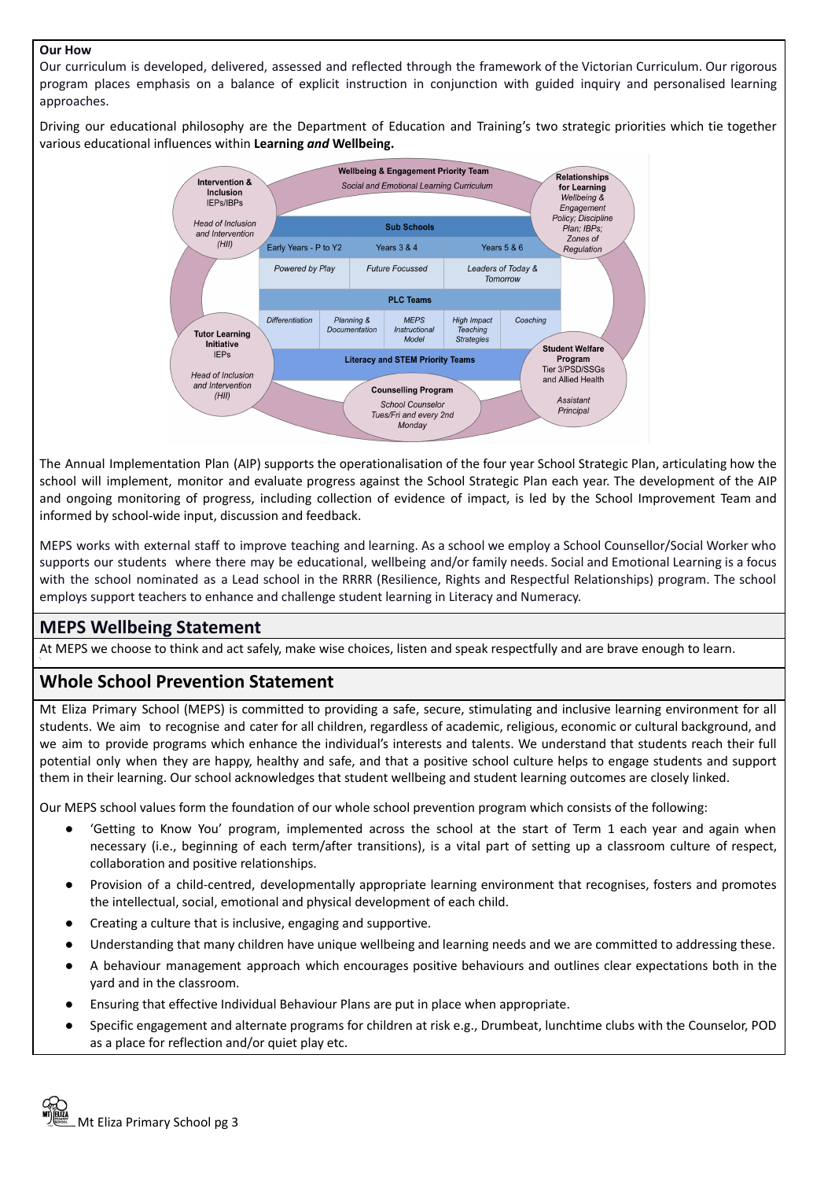**Our How**

Our curriculum is developed, delivered, assessed and reflected through the framework of the Victorian Curriculum. Our rigorous program places emphasis on a balance of explicit instruction in conjunction with guided inquiry and personalised learning approaches.

Driving our educational philosophy are the Department of Education and Training's two strategic priorities which tie together various educational influences within **Learning *and* Wellbeing.**

**Wellbeing & Engagement Priority Team**
*Social and Emotional Learning Curriculum*

**Intervention & Inclusion**
IEPs/IBPs
*Head of Inclusion and Intervention (HII)*

**Relationships for Learning**
*Wellbeing & Engagement Policy; Discipline Plan; IBPs; Zones of Regulation*

**Sub Schools**

| Early Years - P to Y2 | Years 3 & 4 | Years 5 & 6 |
|---|---|---|
| *Powered by Play* | *Future Focussed* | *Leaders of Today & Tomorrow* |

**PLC Teams**

| Differentiation | Planning & Documentation | MEPS Instructional Model | High Impact Teaching Strategies | Coaching |
|---|---|---|---|---|

**Literacy and STEM Priority Teams**

**Tutor Learning Initiative**
IEPs
*Head of Inclusion and Intervention (HII)*

**Student Welfare Program**
Tier 3/PSD/SSGs and Allied Health
*Assistant Principal*

**Counselling Program**
*School Counsellor Tues/Fri and every 2nd Monday*

The Annual Implementation Plan (AIP) supports the operationalisation of the four year School Strategic Plan, articulating how the school will implement, monitor and evaluate progress against the School Strategic Plan each year. The development of the AIP and ongoing monitoring of progress, including collection of evidence of impact, is led by the School Improvement Team and informed by school-wide input, discussion and feedback.

MEPS works with external staff to improve teaching and learning. As a school we employ a School Counsellor/Social Worker who supports our students where there may be educational, wellbeing and/or family needs. Social and Emotional Learning is a focus with the school nominated as a Lead school in the RRRR (Resilience, Rights and Respectful Relationships) program. The school employs support teachers to enhance and challenge student learning in Literacy and Numeracy.

## MEPS Wellbeing Statement

At MEPS we choose to think and act safely, make wise choices, listen and speak respectfully and are brave enough to learn.

## Whole School Prevention Statement

Mt Eliza Primary School (MEPS) is committed to providing a safe, secure, stimulating and inclusive learning environment for all students. We aim to recognise and cater for all children, regardless of academic, religious, economic or cultural background, and we aim to provide programs which enhance the individual's interests and talents. We understand that students reach their full potential only when they are happy, healthy and safe, and that a positive school culture helps to engage students and support them in their learning. Our school acknowledges that student wellbeing and student learning outcomes are closely linked.

Our MEPS school values form the foundation of our whole school prevention program which consists of the following:

- 'Getting to Know You' program, implemented across the school at the start of Term 1 each year and again when necessary (i.e., beginning of each term/after transitions), is a vital part of setting up a classroom culture of respect, collaboration and positive relationships.
- Provision of a child-centred, developmentally appropriate learning environment that recognises, fosters and promotes the intellectual, social, emotional and physical development of each child.
- Creating a culture that is inclusive, engaging and supportive.
- Understanding that many children have unique wellbeing and learning needs and we are committed to addressing these.
- A behaviour management approach which encourages positive behaviours and outlines clear expectations both in the yard and in the classroom.
- Ensuring that effective Individual Behaviour Plans are put in place when appropriate.
- Specific engagement and alternate programs for children at risk e.g., Drumbeat, lunchtime clubs with the Counselor, POD as a place for reflection and/or quiet play etc.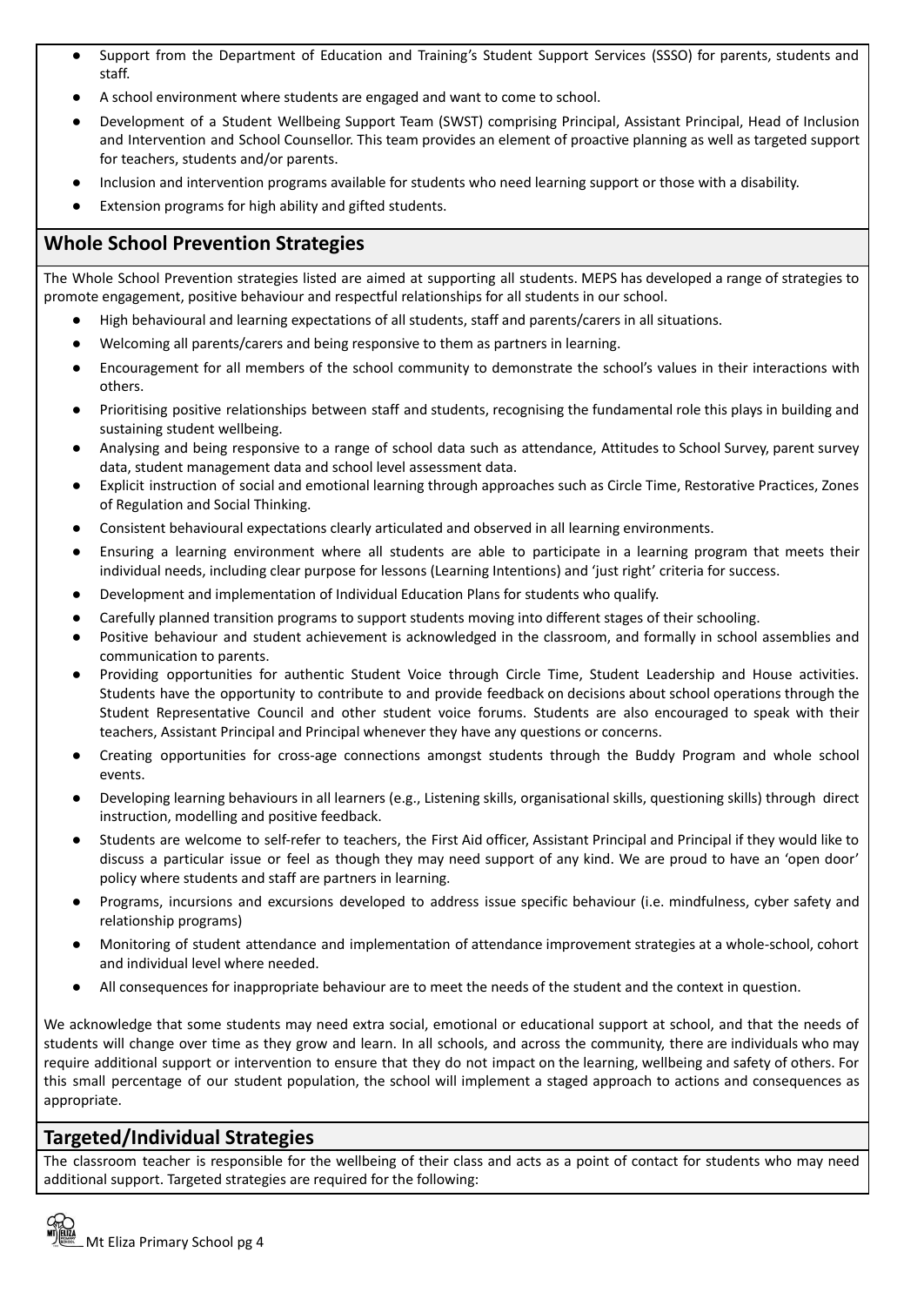- Support from the Department of Education and Training's Student Support Services (SSSO) for parents, students and staff.
- A school environment where students are engaged and want to come to school.
- Development of a Student Wellbeing Support Team (SWST) comprising Principal, Assistant Principal, Head of Inclusion and Intervention and School Counsellor. This team provides an element of proactive planning as well as targeted support for teachers, students and/or parents.
- Inclusion and intervention programs available for students who need learning support or those with a disability.
- Extension programs for high ability and gifted students.

## Whole School Prevention Strategies

The Whole School Prevention strategies listed are aimed at supporting all students. MEPS has developed a range of strategies to promote engagement, positive behaviour and respectful relationships for all students in our school.

- High behavioural and learning expectations of all students, staff and parents/carers in all situations.
- Welcoming all parents/carers and being responsive to them as partners in learning.
- Encouragement for all members of the school community to demonstrate the school's values in their interactions with others.
- Prioritising positive relationships between staff and students, recognising the fundamental role this plays in building and sustaining student wellbeing.
- Analysing and being responsive to a range of school data such as attendance, Attitudes to School Survey, parent survey data, student management data and school level assessment data.
- Explicit instruction of social and emotional learning through approaches such as Circle Time, Restorative Practices, Zones of Regulation and Social Thinking.
- Consistent behavioural expectations clearly articulated and observed in all learning environments.
- Ensuring a learning environment where all students are able to participate in a learning program that meets their individual needs, including clear purpose for lessons (Learning Intentions) and 'just right' criteria for success.
- Development and implementation of Individual Education Plans for students who qualify.
- Carefully planned transition programs to support students moving into different stages of their schooling.
- Positive behaviour and student achievement is acknowledged in the classroom, and formally in school assemblies and communication to parents.
- Providing opportunities for authentic Student Voice through Circle Time, Student Leadership and House activities. Students have the opportunity to contribute to and provide feedback on decisions about school operations through the Student Representative Council and other student voice forums. Students are also encouraged to speak with their teachers, Assistant Principal and Principal whenever they have any questions or concerns.
- Creating opportunities for cross-age connections amongst students through the Buddy Program and whole school events.
- Developing learning behaviours in all learners (e.g., Listening skills, organisational skills, questioning skills) through direct instruction, modelling and positive feedback.
- Students are welcome to self-refer to teachers, the First Aid officer, Assistant Principal and Principal if they would like to discuss a particular issue or feel as though they may need support of any kind. We are proud to have an 'open door' policy where students and staff are partners in learning.
- Programs, incursions and excursions developed to address issue specific behaviour (i.e. mindfulness, cyber safety and relationship programs)
- Monitoring of student attendance and implementation of attendance improvement strategies at a whole-school, cohort and individual level where needed.
- All consequences for inappropriate behaviour are to meet the needs of the student and the context in question.

We acknowledge that some students may need extra social, emotional or educational support at school, and that the needs of students will change over time as they grow and learn. In all schools, and across the community, there are individuals who may require additional support or intervention to ensure that they do not impact on the learning, wellbeing and safety of others. For this small percentage of our student population, the school will implement a staged approach to actions and consequences as appropriate.

## Targeted/Individual Strategies

The classroom teacher is responsible for the wellbeing of their class and acts as a point of contact for students who may need additional support. Targeted strategies are required for the following: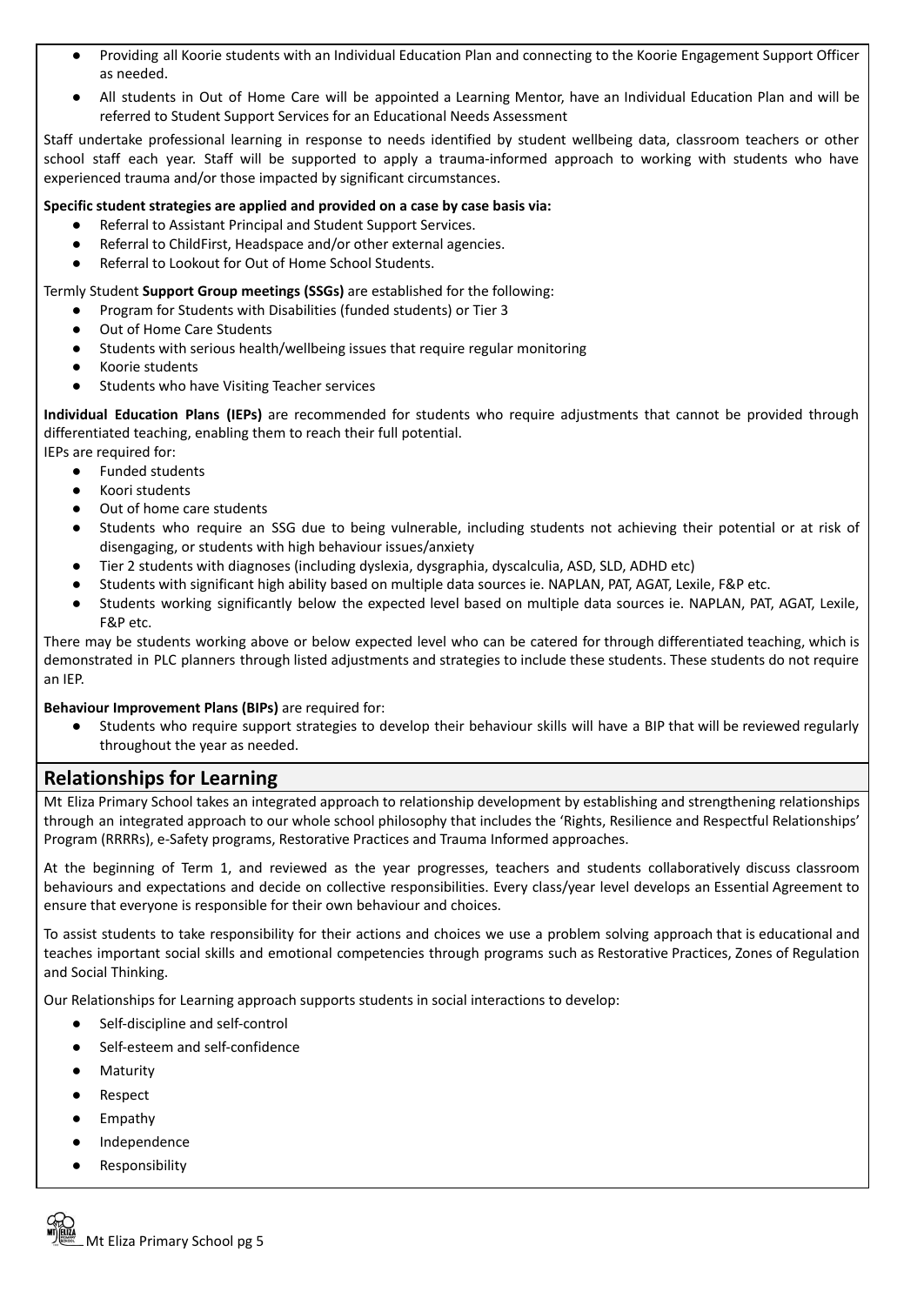- Providing all Koorie students with an Individual Education Plan and connecting to the Koorie Engagement Support Officer as needed.
- All students in Out of Home Care will be appointed a Learning Mentor, have an Individual Education Plan and will be referred to Student Support Services for an Educational Needs Assessment

Staff undertake professional learning in response to needs identified by student wellbeing data, classroom teachers or other school staff each year. Staff will be supported to apply a trauma-informed approach to working with students who have experienced trauma and/or those impacted by significant circumstances.

**Specific student strategies are applied and provided on a case by case basis via:**

- Referral to Assistant Principal and Student Support Services.
- Referral to ChildFirst, Headspace and/or other external agencies.
- Referral to Lookout for Out of Home School Students.

Termly Student **Support Group meetings (SSGs)** are established for the following:

- Program for Students with Disabilities (funded students) or Tier 3
- Out of Home Care Students
- Students with serious health/wellbeing issues that require regular monitoring
- Koorie students
- Students who have Visiting Teacher services

**Individual Education Plans (IEPs)** are recommended for students who require adjustments that cannot be provided through differentiated teaching, enabling them to reach their full potential.
IEPs are required for:

- Funded students
- Koori students
- Out of home care students
- Students who require an SSG due to being vulnerable, including students not achieving their potential or at risk of disengaging, or students with high behaviour issues/anxiety
- Tier 2 students with diagnoses (including dyslexia, dysgraphia, dyscalculia, ASD, SLD, ADHD etc)
- Students with significant high ability based on multiple data sources ie. NAPLAN, PAT, AGAT, Lexile, F&P etc.
- Students working significantly below the expected level based on multiple data sources ie. NAPLAN, PAT, AGAT, Lexile, F&P etc.

There may be students working above or below expected level who can be catered for through differentiated teaching, which is demonstrated in PLC planners through listed adjustments and strategies to include these students. These students do not require an IEP.

**Behaviour Improvement Plans (BIPs)** are required for:

- Students who require support strategies to develop their behaviour skills will have a BIP that will be reviewed regularly throughout the year as needed.

## Relationships for Learning

Mt Eliza Primary School takes an integrated approach to relationship development by establishing and strengthening relationships through an integrated approach to our whole school philosophy that includes the 'Rights, Resilience and Respectful Relationships' Program (RRRRs), e-Safety programs, Restorative Practices and Trauma Informed approaches.

At the beginning of Term 1, and reviewed as the year progresses, teachers and students collaboratively discuss classroom behaviours and expectations and decide on collective responsibilities. Every class/year level develops an Essential Agreement to ensure that everyone is responsible for their own behaviour and choices.

To assist students to take responsibility for their actions and choices we use a problem solving approach that is educational and teaches important social skills and emotional competencies through programs such as Restorative Practices, Zones of Regulation and Social Thinking.

Our Relationships for Learning approach supports students in social interactions to develop:

- Self-discipline and self-control
- Self-esteem and self-confidence
- Maturity
- Respect
- Empathy
- Independence
- Responsibility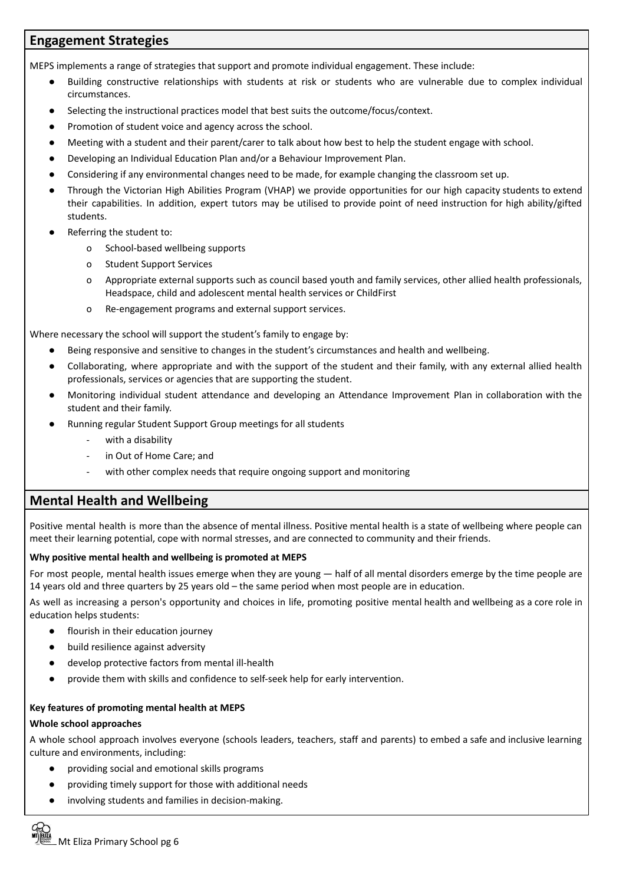## Engagement Strategies

MEPS implements a range of strategies that support and promote individual engagement. These include:

- Building constructive relationships with students at risk or students who are vulnerable due to complex individual circumstances.
- Selecting the instructional practices model that best suits the outcome/focus/context.
- Promotion of student voice and agency across the school.
- Meeting with a student and their parent/carer to talk about how best to help the student engage with school.
- Developing an Individual Education Plan and/or a Behaviour Improvement Plan.
- Considering if any environmental changes need to be made, for example changing the classroom set up.
- Through the Victorian High Abilities Program (VHAP) we provide opportunities for our high capacity students to extend their capabilities. In addition, expert tutors may be utilised to provide point of need instruction for high ability/gifted students.
- Referring the student to:
    - School-based wellbeing supports
    - Student Support Services
    - Appropriate external supports such as council based youth and family services, other allied health professionals, Headspace, child and adolescent mental health services or ChildFirst
    - Re-engagement programs and external support services.

Where necessary the school will support the student's family to engage by:

- Being responsive and sensitive to changes in the student's circumstances and health and wellbeing.
- Collaborating, where appropriate and with the support of the student and their family, with any external allied health professionals, services or agencies that are supporting the student.
- Monitoring individual student attendance and developing an Attendance Improvement Plan in collaboration with the student and their family.
- Running regular Student Support Group meetings for all students
    - with a disability
    - in Out of Home Care; and
    - with other complex needs that require ongoing support and monitoring

## Mental Health and Wellbeing

Positive mental health is more than the absence of mental illness. Positive mental health is a state of wellbeing where people can meet their learning potential, cope with normal stresses, and are connected to community and their friends.

**Why positive mental health and wellbeing is promoted at MEPS**

For most people, mental health issues emerge when they are young — half of all mental disorders emerge by the time people are 14 years old and three quarters by 25 years old – the same period when most people are in education.

As well as increasing a person's opportunity and choices in life, promoting positive mental health and wellbeing as a core role in education helps students:

- flourish in their education journey
- build resilience against adversity
- develop protective factors from mental ill-health
- provide them with skills and confidence to self-seek help for early intervention.

**Key features of promoting mental health at MEPS**

**Whole school approaches**

A whole school approach involves everyone (schools leaders, teachers, staff and parents) to embed a safe and inclusive learning culture and environments, including:

- providing social and emotional skills programs
- providing timely support for those with additional needs
- involving students and families in decision-making.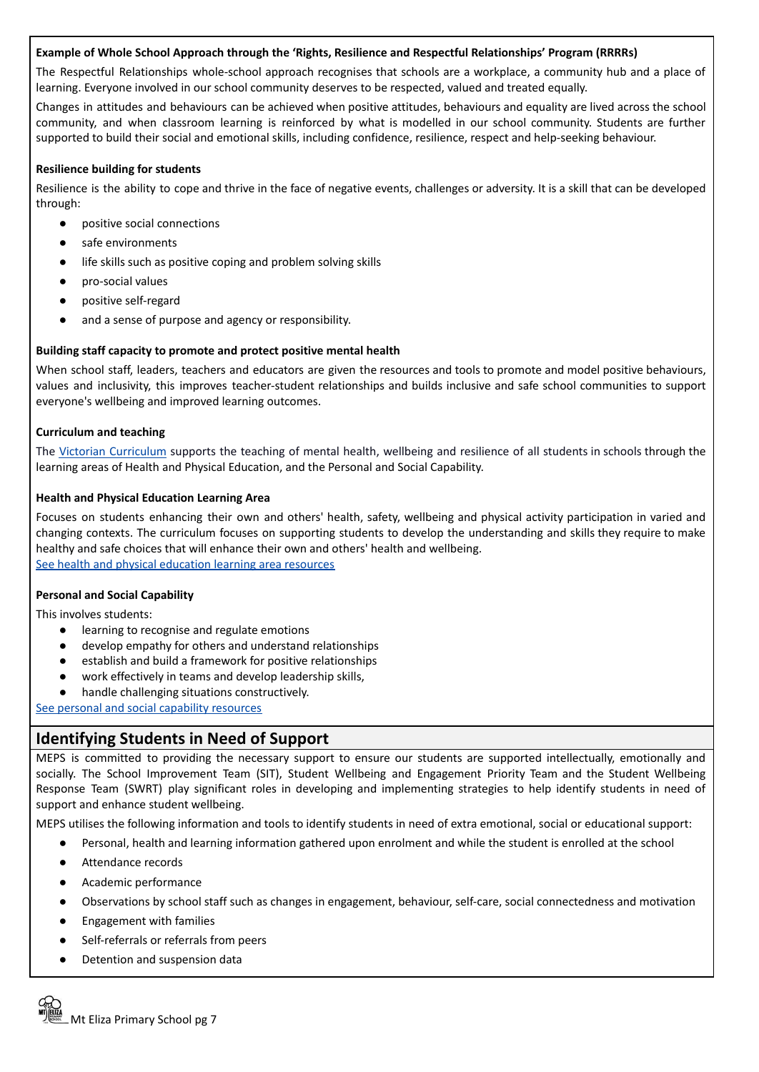**Example of Whole School Approach through the 'Rights, Resilience and Respectful Relationships' Program (RRRRs)**

The Respectful Relationships whole-school approach recognises that schools are a workplace, a community hub and a place of learning. Everyone involved in our school community deserves to be respected, valued and treated equally.

Changes in attitudes and behaviours can be achieved when positive attitudes, behaviours and equality are lived across the school community, and when classroom learning is reinforced by what is modelled in our school community. Students are further supported to build their social and emotional skills, including confidence, resilience, respect and help-seeking behaviour.

**Resilience building for students**

Resilience is the ability to cope and thrive in the face of negative events, challenges or adversity. It is a skill that can be developed through:

- positive social connections
- safe environments
- life skills such as positive coping and problem solving skills
- pro-social values
- positive self-regard
- and a sense of purpose and agency or responsibility.

**Building staff capacity to promote and protect positive mental health**

When school staff, leaders, teachers and educators are given the resources and tools to promote and model positive behaviours, values and inclusivity, this improves teacher-student relationships and builds inclusive and safe school communities to support everyone's wellbeing and improved learning outcomes.

**Curriculum and teaching**

The Victorian Curriculum supports the teaching of mental health, wellbeing and resilience of all students in schools through the learning areas of Health and Physical Education, and the Personal and Social Capability.

**Health and Physical Education Learning Area**

Focuses on students enhancing their own and others' health, safety, wellbeing and physical activity participation in varied and changing contexts. The curriculum focuses on supporting students to develop the understanding and skills they require to make healthy and safe choices that will enhance their own and others' health and wellbeing.
See health and physical education learning area resources

**Personal and Social Capability**

This involves students:

- learning to recognise and regulate emotions
- develop empathy for others and understand relationships
- establish and build a framework for positive relationships
- work effectively in teams and develop leadership skills,
- handle challenging situations constructively.

See personal and social capability resources

## Identifying Students in Need of Support

MEPS is committed to providing the necessary support to ensure our students are supported intellectually, emotionally and socially. The School Improvement Team (SIT), Student Wellbeing and Engagement Priority Team and the Student Wellbeing Response Team (SWRT) play significant roles in developing and implementing strategies to help identify students in need of support and enhance student wellbeing.

MEPS utilises the following information and tools to identify students in need of extra emotional, social or educational support:

- Personal, health and learning information gathered upon enrolment and while the student is enrolled at the school
- Attendance records
- Academic performance
- Observations by school staff such as changes in engagement, behaviour, self-care, social connectedness and motivation
- Engagement with families
- Self-referrals or referrals from peers
- Detention and suspension data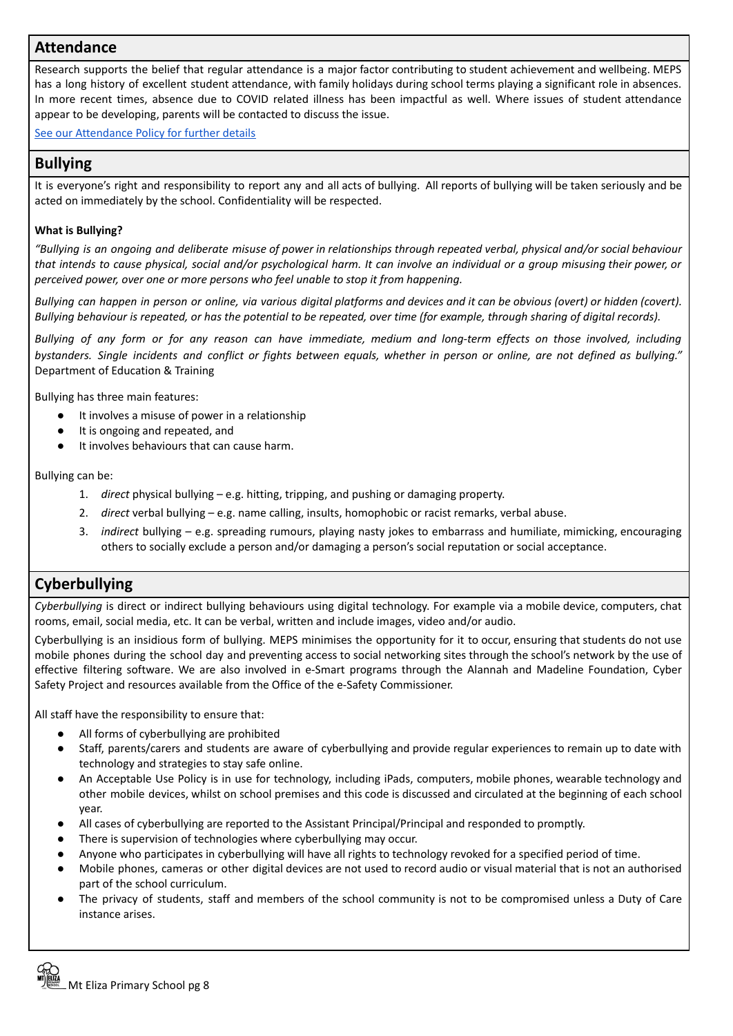## Attendance

Research supports the belief that regular attendance is a major factor contributing to student achievement and wellbeing. MEPS has a long history of excellent student attendance, with family holidays during school terms playing a significant role in absences. In more recent times, absence due to COVID related illness has been impactful as well. Where issues of student attendance appear to be developing, parents will be contacted to discuss the issue.

[See our Attendance Policy for further details]()

## Bullying

It is everyone's right and responsibility to report any and all acts of bullying. All reports of bullying will be taken seriously and be acted on immediately by the school. Confidentiality will be respected.

**What is Bullying?**

*"Bullying is an ongoing and deliberate misuse of power in relationships through repeated verbal, physical and/or social behaviour that intends to cause physical, social and/or psychological harm. It can involve an individual or a group misusing their power, or perceived power, over one or more persons who feel unable to stop it from happening.*

*Bullying can happen in person or online, via various digital platforms and devices and it can be obvious (overt) or hidden (covert). Bullying behaviour is repeated, or has the potential to be repeated, over time (for example, through sharing of digital records).*

*Bullying of any form or for any reason can have immediate, medium and long-term effects on those involved, including bystanders. Single incidents and conflict or fights between equals, whether in person or online, are not defined as bullying."* Department of Education & Training

Bullying has three main features:

- It involves a misuse of power in a relationship
- It is ongoing and repeated, and
- It involves behaviours that can cause harm.

Bullying can be:

1. *direct* physical bullying – e.g. hitting, tripping, and pushing or damaging property.
2. *direct* verbal bullying – e.g. name calling, insults, homophobic or racist remarks, verbal abuse.
3. *indirect* bullying – e.g. spreading rumours, playing nasty jokes to embarrass and humiliate, mimicking, encouraging others to socially exclude a person and/or damaging a person's social reputation or social acceptance.

## Cyberbullying

*Cyberbullying* is direct or indirect bullying behaviours using digital technology. For example via a mobile device, computers, chat rooms, email, social media, etc. It can be verbal, written and include images, video and/or audio.

Cyberbullying is an insidious form of bullying. MEPS minimises the opportunity for it to occur, ensuring that students do not use mobile phones during the school day and preventing access to social networking sites through the school's network by the use of effective filtering software. We are also involved in e-Smart programs through the Alannah and Madeline Foundation, Cyber Safety Project and resources available from the Office of the e-Safety Commissioner.

All staff have the responsibility to ensure that:

- All forms of cyberbullying are prohibited
- Staff, parents/carers and students are aware of cyberbullying and provide regular experiences to remain up to date with technology and strategies to stay safe online.
- An Acceptable Use Policy is in use for technology, including iPads, computers, mobile phones, wearable technology and other mobile devices, whilst on school premises and this code is discussed and circulated at the beginning of each school year.
- All cases of cyberbullying are reported to the Assistant Principal/Principal and responded to promptly.
- There is supervision of technologies where cyberbullying may occur.
- Anyone who participates in cyberbullying will have all rights to technology revoked for a specified period of time.
- Mobile phones, cameras or other digital devices are not used to record audio or visual material that is not an authorised part of the school curriculum.
- The privacy of students, staff and members of the school community is not to be compromised unless a Duty of Care instance arises.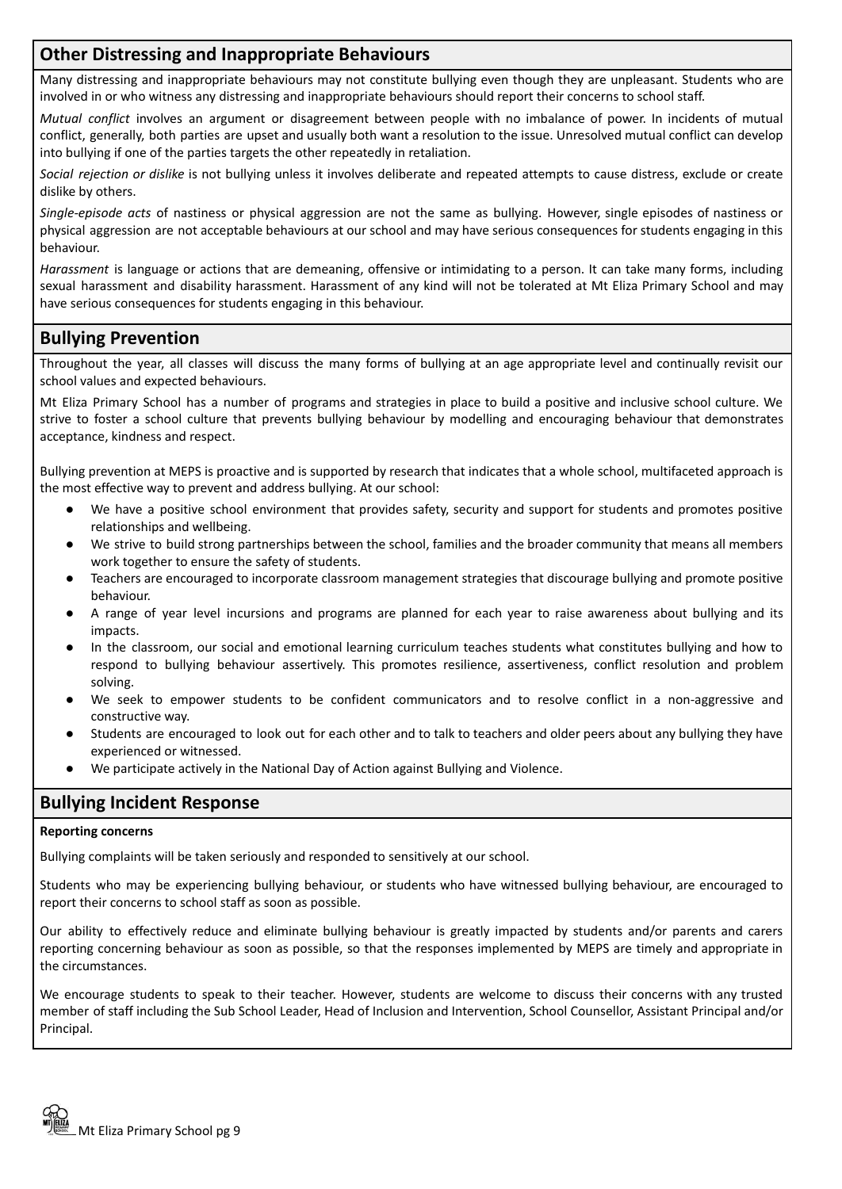## Other Distressing and Inappropriate Behaviours

Many distressing and inappropriate behaviours may not constitute bullying even though they are unpleasant. Students who are involved in or who witness any distressing and inappropriate behaviours should report their concerns to school staff.

*Mutual conflict* involves an argument or disagreement between people with no imbalance of power. In incidents of mutual conflict, generally, both parties are upset and usually both want a resolution to the issue. Unresolved mutual conflict can develop into bullying if one of the parties targets the other repeatedly in retaliation.

*Social rejection or dislike* is not bullying unless it involves deliberate and repeated attempts to cause distress, exclude or create dislike by others.

*Single-episode acts* of nastiness or physical aggression are not the same as bullying. However, single episodes of nastiness or physical aggression are not acceptable behaviours at our school and may have serious consequences for students engaging in this behaviour.

*Harassment* is language or actions that are demeaning, offensive or intimidating to a person. It can take many forms, including sexual harassment and disability harassment. Harassment of any kind will not be tolerated at Mt Eliza Primary School and may have serious consequences for students engaging in this behaviour.

## Bullying Prevention

Throughout the year, all classes will discuss the many forms of bullying at an age appropriate level and continually revisit our school values and expected behaviours.

Mt Eliza Primary School has a number of programs and strategies in place to build a positive and inclusive school culture. We strive to foster a school culture that prevents bullying behaviour by modelling and encouraging behaviour that demonstrates acceptance, kindness and respect.

Bullying prevention at MEPS is proactive and is supported by research that indicates that a whole school, multifaceted approach is the most effective way to prevent and address bullying. At our school:

- We have a positive school environment that provides safety, security and support for students and promotes positive relationships and wellbeing.
- We strive to build strong partnerships between the school, families and the broader community that means all members work together to ensure the safety of students.
- Teachers are encouraged to incorporate classroom management strategies that discourage bullying and promote positive behaviour.
- A range of year level incursions and programs are planned for each year to raise awareness about bullying and its impacts.
- In the classroom, our social and emotional learning curriculum teaches students what constitutes bullying and how to respond to bullying behaviour assertively. This promotes resilience, assertiveness, conflict resolution and problem solving.
- We seek to empower students to be confident communicators and to resolve conflict in a non-aggressive and constructive way.
- Students are encouraged to look out for each other and to talk to teachers and older peers about any bullying they have experienced or witnessed.
- We participate actively in the National Day of Action against Bullying and Violence.

## Bullying Incident Response

**Reporting concerns**

Bullying complaints will be taken seriously and responded to sensitively at our school.

Students who may be experiencing bullying behaviour, or students who have witnessed bullying behaviour, are encouraged to report their concerns to school staff as soon as possible.

Our ability to effectively reduce and eliminate bullying behaviour is greatly impacted by students and/or parents and carers reporting concerning behaviour as soon as possible, so that the responses implemented by MEPS are timely and appropriate in the circumstances.

We encourage students to speak to their teacher. However, students are welcome to discuss their concerns with any trusted member of staff including the Sub School Leader, Head of Inclusion and Intervention, School Counsellor, Assistant Principal and/or Principal.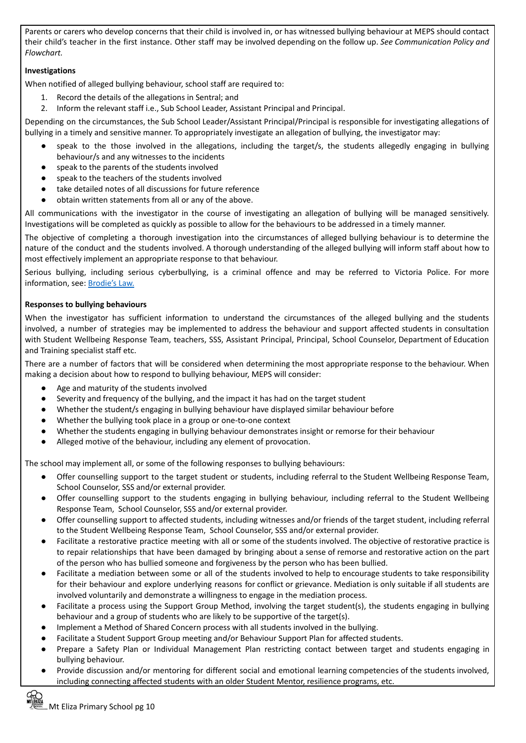Parents or carers who develop concerns that their child is involved in, or has witnessed bullying behaviour at MEPS should contact their child's teacher in the first instance. Other staff may be involved depending on the follow up. *See Communication Policy and Flowchart.*

**Investigations**

When notified of alleged bullying behaviour, school staff are required to:

1. Record the details of the allegations in Sentral; and
2. Inform the relevant staff i.e., Sub School Leader, Assistant Principal and Principal.

Depending on the circumstances, the Sub School Leader/Assistant Principal/Principal is responsible for investigating allegations of bullying in a timely and sensitive manner. To appropriately investigate an allegation of bullying, the investigator may:

- speak to the those involved in the allegations, including the target/s, the students allegedly engaging in bullying behaviour/s and any witnesses to the incidents
- speak to the parents of the students involved
- speak to the teachers of the students involved
- take detailed notes of all discussions for future reference
- obtain written statements from all or any of the above.

All communications with the investigator in the course of investigating an allegation of bullying will be managed sensitively. Investigations will be completed as quickly as possible to allow for the behaviours to be addressed in a timely manner.

The objective of completing a thorough investigation into the circumstances of alleged bullying behaviour is to determine the nature of the conduct and the students involved. A thorough understanding of the alleged bullying will inform staff about how to most effectively implement an appropriate response to that behaviour.

Serious bullying, including serious cyberbullying, is a criminal offence and may be referred to Victoria Police. For more information, see: Brodie's Law.

**Responses to bullying behaviours**

When the investigator has sufficient information to understand the circumstances of the alleged bullying and the students involved, a number of strategies may be implemented to address the behaviour and support affected students in consultation with Student Wellbeing Response Team, teachers, SSS, Assistant Principal, Principal, School Counselor, Department of Education and Training specialist staff etc.

There are a number of factors that will be considered when determining the most appropriate response to the behaviour. When making a decision about how to respond to bullying behaviour, MEPS will consider:

- Age and maturity of the students involved
- Severity and frequency of the bullying, and the impact it has had on the target student
- Whether the student/s engaging in bullying behaviour have displayed similar behaviour before
- Whether the bullying took place in a group or one-to-one context
- Whether the students engaging in bullying behaviour demonstrates insight or remorse for their behaviour
- Alleged motive of the behaviour, including any element of provocation.

The school may implement all, or some of the following responses to bullying behaviours:

- Offer counselling support to the target student or students, including referral to the Student Wellbeing Response Team, School Counselor, SSS and/or external provider.
- Offer counselling support to the students engaging in bullying behaviour, including referral to the Student Wellbeing Response Team, School Counselor, SSS and/or external provider.
- Offer counselling support to affected students, including witnesses and/or friends of the target student, including referral to the Student Wellbeing Response Team, School Counselor, SSS and/or external provider.
- Facilitate a restorative practice meeting with all or some of the students involved. The objective of restorative practice is to repair relationships that have been damaged by bringing about a sense of remorse and restorative action on the part of the person who has bullied someone and forgiveness by the person who has been bullied.
- Facilitate a mediation between some or all of the students involved to help to encourage students to take responsibility for their behaviour and explore underlying reasons for conflict or grievance. Mediation is only suitable if all students are involved voluntarily and demonstrate a willingness to engage in the mediation process.
- Facilitate a process using the Support Group Method, involving the target student(s), the students engaging in bullying behaviour and a group of students who are likely to be supportive of the target(s).
- Implement a Method of Shared Concern process with all students involved in the bullying.
- Facilitate a Student Support Group meeting and/or Behaviour Support Plan for affected students.
- Prepare a Safety Plan or Individual Management Plan restricting contact between target and students engaging in bullying behaviour.
- Provide discussion and/or mentoring for different social and emotional learning competencies of the students involved, including connecting affected students with an older Student Mentor, resilience programs, etc.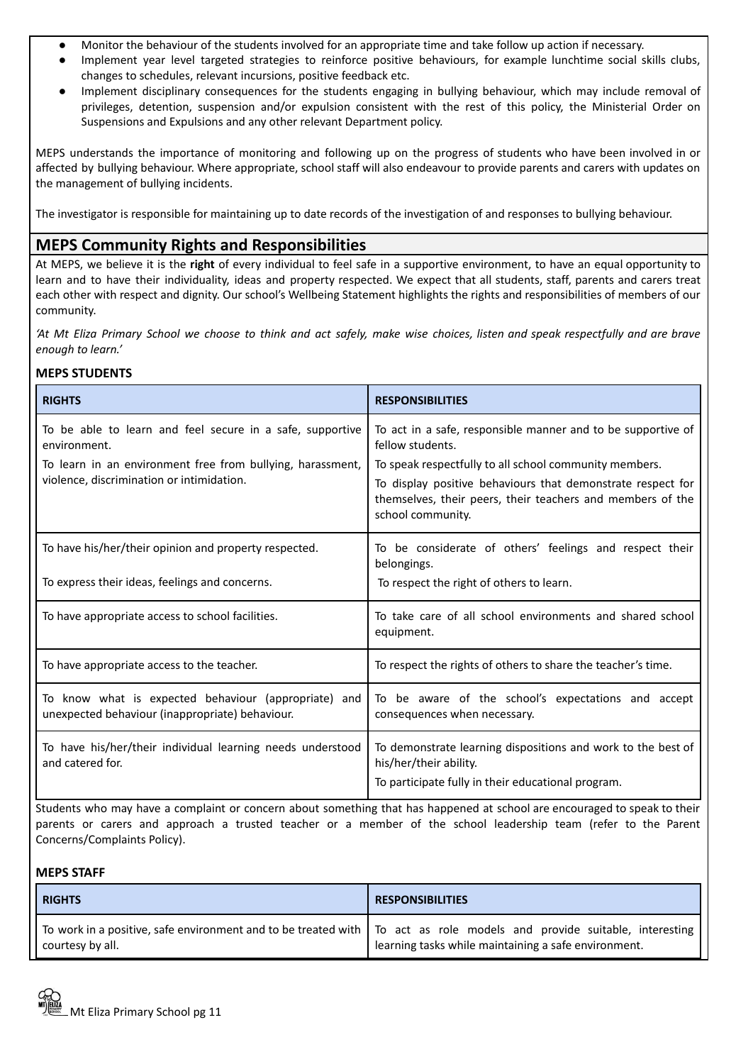- Monitor the behaviour of the students involved for an appropriate time and take follow up action if necessary.
- Implement year level targeted strategies to reinforce positive behaviours, for example lunchtime social skills clubs, changes to schedules, relevant incursions, positive feedback etc.
- Implement disciplinary consequences for the students engaging in bullying behaviour, which may include removal of privileges, detention, suspension and/or expulsion consistent with the rest of this policy, the Ministerial Order on Suspensions and Expulsions and any other relevant Department policy.

MEPS understands the importance of monitoring and following up on the progress of students who have been involved in or affected by bullying behaviour. Where appropriate, school staff will also endeavour to provide parents and carers with updates on the management of bullying incidents.

The investigator is responsible for maintaining up to date records of the investigation of and responses to bullying behaviour.

## MEPS Community Rights and Responsibilities

At MEPS, we believe it is the **right** of every individual to feel safe in a supportive environment, to have an equal opportunity to learn and to have their individuality, ideas and property respected. We expect that all students, staff, parents and carers treat each other with respect and dignity. Our school's Wellbeing Statement highlights the rights and responsibilities of members of our community.

*'At Mt Eliza Primary School we choose to think and act safely, make wise choices, listen and speak respectfully and are brave enough to learn.'*

### MEPS STUDENTS

| RIGHTS | RESPONSIBILITIES |
|---|---|
| To be able to learn and feel secure in a safe, supportive environment.<br>To learn in an environment free from bullying, harassment, violence, discrimination or intimidation. | To act in a safe, responsible manner and to be supportive of fellow students.<br>To speak respectfully to all school community members.<br>To display positive behaviours that demonstrate respect for themselves, their peers, their teachers and members of the school community. |
| To have his/her/their opinion and property respected.<br>To express their ideas, feelings and concerns. | To be considerate of others' feelings and respect their belongings.<br>To respect the right of others to learn. |
| To have appropriate access to school facilities. | To take care of all school environments and shared school equipment. |
| To have appropriate access to the teacher. | To respect the rights of others to share the teacher's time. |
| To know what is expected behaviour (appropriate) and unexpected behaviour (inappropriate) behaviour. | To be aware of the school's expectations and accept consequences when necessary. |
| To have his/her/their individual learning needs understood and catered for. | To demonstrate learning dispositions and work to the best of his/her/their ability.<br>To participate fully in their educational program. |

Students who may have a complaint or concern about something that has happened at school are encouraged to speak to their parents or carers and approach a trusted teacher or a member of the school leadership team (refer to the Parent Concerns/Complaints Policy).

### MEPS STAFF

| RIGHTS | RESPONSIBILITIES |
|---|---|
| To work in a positive, safe environment and to be treated with courtesy by all. | To act as role models and provide suitable, interesting learning tasks while maintaining a safe environment. |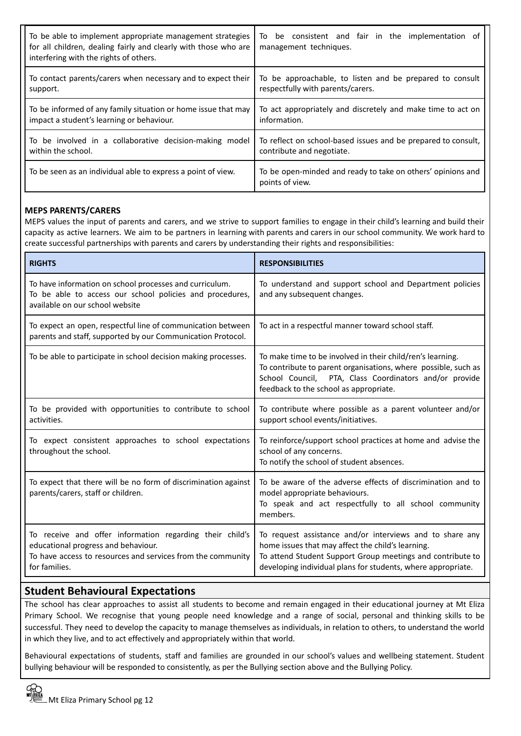| | |
|---|---|
| To be able to implement appropriate management strategies for all children, dealing fairly and clearly with those who are interfering with the rights of others. | To be consistent and fair in the implementation of management techniques. |
| To contact parents/carers when necessary and to expect their support. | To be approachable, to listen and be prepared to consult respectfully with parents/carers. |
| To be informed of any family situation or home issue that may impact a student's learning or behaviour. | To act appropriately and discretely and make time to act on information. |
| To be involved in a collaborative decision-making model within the school. | To reflect on school-based issues and be prepared to consult, contribute and negotiate. |
| To be seen as an individual able to express a point of view. | To be open-minded and ready to take on others' opinions and points of view. |

**MEPS PARENTS/CARERS**

MEPS values the input of parents and carers, and we strive to support families to engage in their child's learning and build their capacity as active learners. We aim to be partners in learning with parents and carers in our school community. We work hard to create successful partnerships with parents and carers by understanding their rights and responsibilities:

| RIGHTS | RESPONSIBILITIES |
|---|---|
| To have information on school processes and curriculum. To be able to access our school policies and procedures, available on our school website | To understand and support school and Department policies and any subsequent changes. |
| To expect an open, respectful line of communication between parents and staff, supported by our Communication Protocol. | To act in a respectful manner toward school staff. |
| To be able to participate in school decision making processes. | To make time to be involved in their child/ren's learning. To contribute to parent organisations, where possible, such as School Council, PTA, Class Coordinators and/or provide feedback to the school as appropriate. |
| To be provided with opportunities to contribute to school activities. | To contribute where possible as a parent volunteer and/or support school events/initiatives. |
| To expect consistent approaches to school expectations throughout the school. | To reinforce/support school practices at home and advise the school of any concerns. To notify the school of student absences. |
| To expect that there will be no form of discrimination against parents/carers, staff or children. | To be aware of the adverse effects of discrimination and to model appropriate behaviours. To speak and act respectfully to all school community members. |
| To receive and offer information regarding their child's educational progress and behaviour. To have access to resources and services from the community for families. | To request assistance and/or interviews and to share any home issues that may affect the child's learning. To attend Student Support Group meetings and contribute to developing individual plans for students, where appropriate. |

## Student Behavioural Expectations

The school has clear approaches to assist all students to become and remain engaged in their educational journey at Mt Eliza Primary School. We recognise that young people need knowledge and a range of social, personal and thinking skills to be successful. They need to develop the capacity to manage themselves as individuals, in relation to others, to understand the world in which they live, and to act effectively and appropriately within that world.

Behavioural expectations of students, staff and families are grounded in our school's values and wellbeing statement. Student bullying behaviour will be responded to consistently, as per the Bullying section above and the Bullying Policy.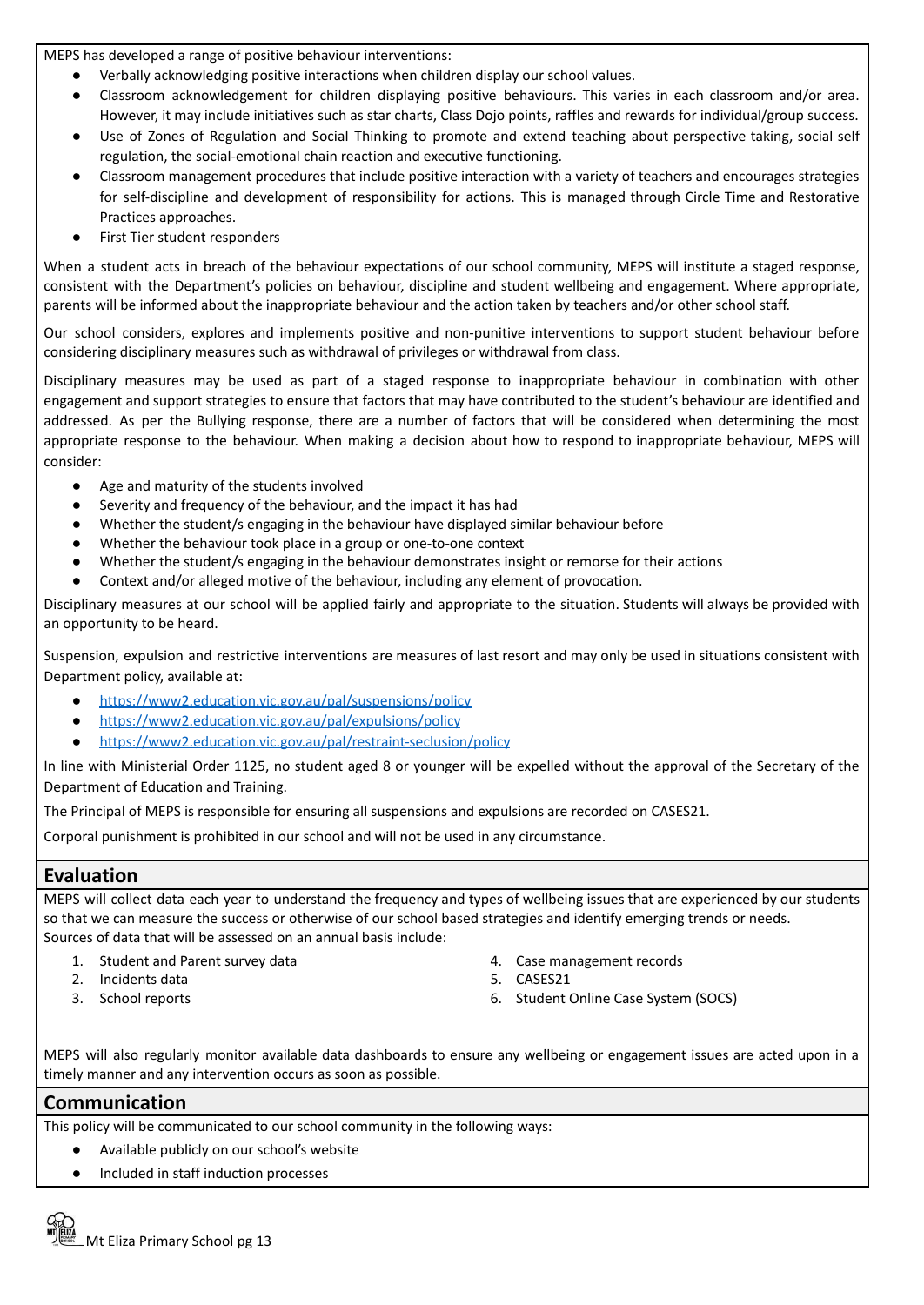MEPS has developed a range of positive behaviour interventions:

- Verbally acknowledging positive interactions when children display our school values.
- Classroom acknowledgement for children displaying positive behaviours. This varies in each classroom and/or area. However, it may include initiatives such as star charts, Class Dojo points, raffles and rewards for individual/group success.
- Use of Zones of Regulation and Social Thinking to promote and extend teaching about perspective taking, social self regulation, the social-emotional chain reaction and executive functioning.
- Classroom management procedures that include positive interaction with a variety of teachers and encourages strategies for self-discipline and development of responsibility for actions. This is managed through Circle Time and Restorative Practices approaches.
- First Tier student responders

When a student acts in breach of the behaviour expectations of our school community, MEPS will institute a staged response, consistent with the Department's policies on behaviour, discipline and student wellbeing and engagement. Where appropriate, parents will be informed about the inappropriate behaviour and the action taken by teachers and/or other school staff.

Our school considers, explores and implements positive and non-punitive interventions to support student behaviour before considering disciplinary measures such as withdrawal of privileges or withdrawal from class.

Disciplinary measures may be used as part of a staged response to inappropriate behaviour in combination with other engagement and support strategies to ensure that factors that may have contributed to the student's behaviour are identified and addressed. As per the Bullying response, there are a number of factors that will be considered when determining the most appropriate response to the behaviour. When making a decision about how to respond to inappropriate behaviour, MEPS will consider:

- Age and maturity of the students involved
- Severity and frequency of the behaviour, and the impact it has had
- Whether the student/s engaging in the behaviour have displayed similar behaviour before
- Whether the behaviour took place in a group or one-to-one context
- Whether the student/s engaging in the behaviour demonstrates insight or remorse for their actions
- Context and/or alleged motive of the behaviour, including any element of provocation.

Disciplinary measures at our school will be applied fairly and appropriate to the situation. Students will always be provided with an opportunity to be heard.

Suspension, expulsion and restrictive interventions are measures of last resort and may only be used in situations consistent with Department policy, available at:

- https://www2.education.vic.gov.au/pal/suspensions/policy
- https://www2.education.vic.gov.au/pal/expulsions/policy
- https://www2.education.vic.gov.au/pal/restraint-seclusion/policy

In line with Ministerial Order 1125, no student aged 8 or younger will be expelled without the approval of the Secretary of the Department of Education and Training.

The Principal of MEPS is responsible for ensuring all suspensions and expulsions are recorded on CASES21.

Corporal punishment is prohibited in our school and will not be used in any circumstance.

## Evaluation

MEPS will collect data each year to understand the frequency and types of wellbeing issues that are experienced by our students so that we can measure the success or otherwise of our school based strategies and identify emerging trends or needs.
Sources of data that will be assessed on an annual basis include:

1. Student and Parent survey data
2. Incidents data
3. School reports
4. Case management records
5. CASES21
6. Student Online Case System (SOCS)

MEPS will also regularly monitor available data dashboards to ensure any wellbeing or engagement issues are acted upon in a timely manner and any intervention occurs as soon as possible.

## Communication

This policy will be communicated to our school community in the following ways:

- Available publicly on our school's website
- Included in staff induction processes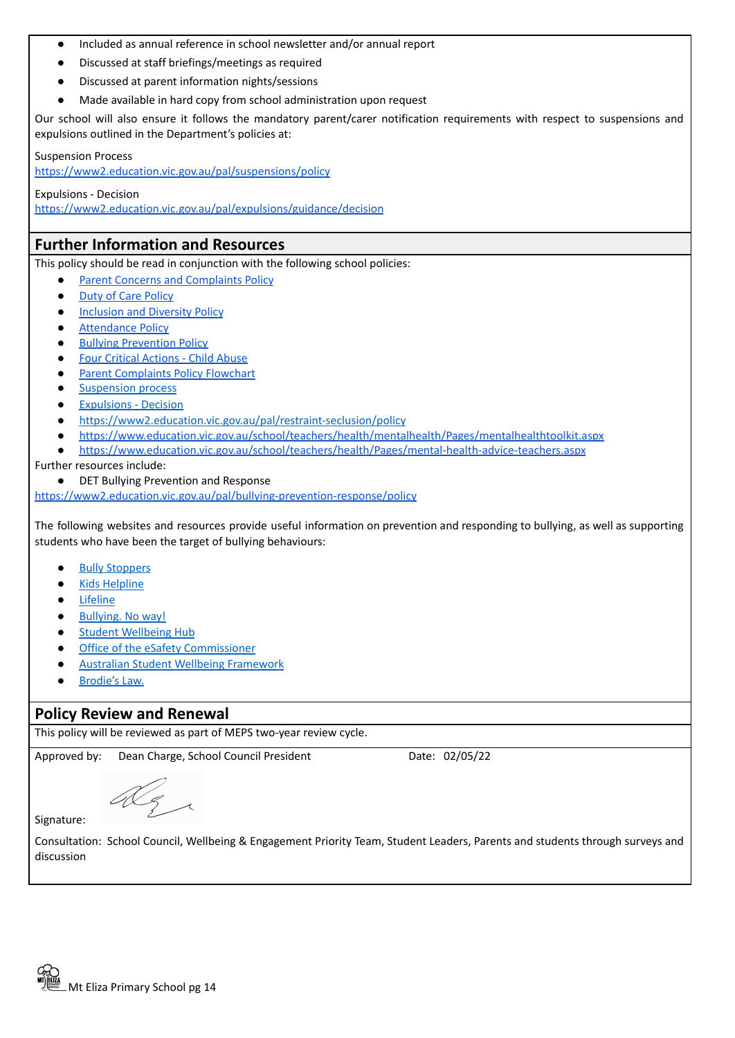- Included as annual reference in school newsletter and/or annual report
- Discussed at staff briefings/meetings as required
- Discussed at parent information nights/sessions
- Made available in hard copy from school administration upon request

Our school will also ensure it follows the mandatory parent/carer notification requirements with respect to suspensions and expulsions outlined in the Department's policies at:

Suspension Process
https://www2.education.vic.gov.au/pal/suspensions/policy

Expulsions - Decision
https://www2.education.vic.gov.au/pal/expulsions/guidance/decision

## Further Information and Resources

This policy should be read in conjunction with the following school policies:

- Parent Concerns and Complaints Policy
- Duty of Care Policy
- Inclusion and Diversity Policy
- Attendance Policy
- Bullying Prevention Policy
- Four Critical Actions - Child Abuse
- Parent Complaints Policy Flowchart
- Suspension process
- Expulsions - Decision
- https://www2.education.vic.gov.au/pal/restraint-seclusion/policy
- https://www.education.vic.gov.au/school/teachers/health/mentalhealth/Pages/mentalhealthtoolkit.aspx
- https://www.education.vic.gov.au/school/teachers/health/Pages/mental-health-advice-teachers.aspx

Further resources include:

- DET Bullying Prevention and Response

https://www2.education.vic.gov.au/pal/bullying-prevention-response/policy

The following websites and resources provide useful information on prevention and responding to bullying, as well as supporting students who have been the target of bullying behaviours:

- Bully Stoppers
- Kids Helpline
- Lifeline
- Bullying. No way!
- Student Wellbeing Hub
- Office of the eSafety Commissioner
- Australian Student Wellbeing Framework
- Brodie's Law.

## Policy Review and Renewal

This policy will be reviewed as part of MEPS two-year review cycle.

Approved by: Dean Charge, School Council President Date: 02/05/22

Signature:

Consultation: School Council, Wellbeing & Engagement Priority Team, Student Leaders, Parents and students through surveys and discussion